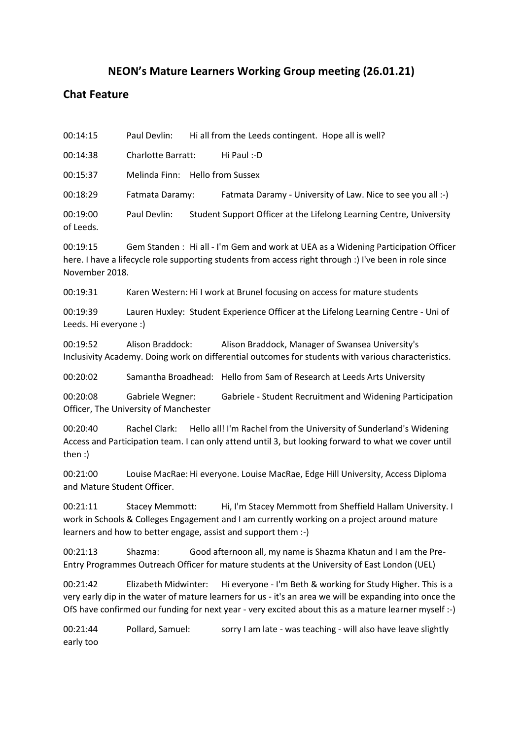# NEON's Mature Learners Working Group meeting (26.01.21)

## Chat Feature

00:14:15 Paul Devlin: Hi all from the Leeds contingent. Hope all is well?

00:14:38 Charlotte Barratt: Hi Paul :-D

00:15:37 Melinda Finn: Hello from Sussex

00:18:29 Fatmata Daramy: Fatmata Daramy - University of Law. Nice to see you all :-)

00:19:00 Paul Devlin: Student Support Officer at the Lifelong Learning Centre, University of Leeds.

00:19:15 Gem Standen : Hi all - I'm Gem and work at UEA as a Widening Participation Officer here. I have a lifecycle role supporting students from access right through :) I've been in role since November 2018.

00:19:31 Karen Western: Hi I work at Brunel focusing on access for mature students

00:19:39 Lauren Huxley: Student Experience Officer at the Lifelong Learning Centre - Uni of Leeds. Hi everyone :)

00:19:52 Alison Braddock: Alison Braddock, Manager of Swansea University's Inclusivity Academy. Doing work on differential outcomes for students with various characteristics.

00:20:02 Samantha Broadhead: Hello from Sam of Research at Leeds Arts University

00:20:08 Gabriele Wegner: Gabriele - Student Recruitment and Widening Participation Officer, The University of Manchester

00:20:40 Rachel Clark: Hello all! I'm Rachel from the University of Sunderland's Widening Access and Participation team. I can only attend until 3, but looking forward to what we cover until then :)

00:21:00 Louise MacRae: Hi everyone. Louise MacRae, Edge Hill University, Access Diploma and Mature Student Officer.

00:21:11 Stacey Memmott: Hi, I'm Stacey Memmott from Sheffield Hallam University. I work in Schools & Colleges Engagement and I am currently working on a project around mature learners and how to better engage, assist and support them :-)

00:21:13 Shazma: Good afternoon all, my name is Shazma Khatun and I am the Pre-Entry Programmes Outreach Officer for mature students at the University of East London (UEL)

00:21:42 Elizabeth Midwinter: Hi everyone - I'm Beth & working for Study Higher. This is a very early dip in the water of mature learners for us - it's an area we will be expanding into once the OfS have confirmed our funding for next year - very excited about this as a mature learner myself :-)

00:21:44 Pollard, Samuel: sorry I am late - was teaching - will also have leave slightly early too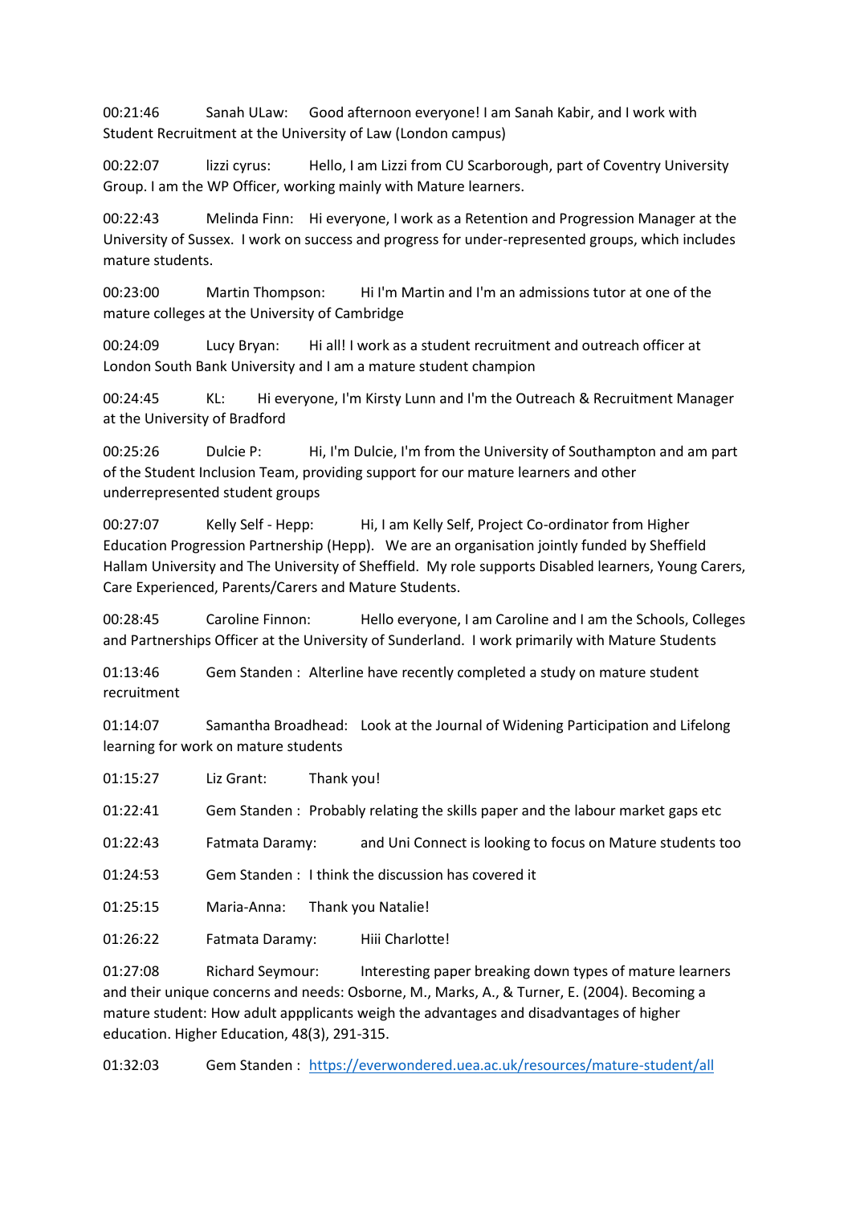00:21:46 Sanah ULaw: Good afternoon everyone! I am Sanah Kabir, and I work with Student Recruitment at the University of Law (London campus)

00:22:07 lizzi cyrus: Hello, I am Lizzi from CU Scarborough, part of Coventry University Group. I am the WP Officer, working mainly with Mature learners.

00:22:43 Melinda Finn: Hi everyone, I work as a Retention and Progression Manager at the University of Sussex. I work on success and progress for under-represented groups, which includes mature students.

00:23:00 Martin Thompson: Hi I'm Martin and I'm an admissions tutor at one of the mature colleges at the University of Cambridge

00:24:09 Lucy Bryan: Hi all! I work as a student recruitment and outreach officer at London South Bank University and I am a mature student champion

00:24:45 KL: Hi everyone, I'm Kirsty Lunn and I'm the Outreach & Recruitment Manager at the University of Bradford

00:25:26 Dulcie P: Hi, I'm Dulcie, I'm from the University of Southampton and am part of the Student Inclusion Team, providing support for our mature learners and other underrepresented student groups

00:27:07 Kelly Self - Hepp: Hi, I am Kelly Self, Project Co-ordinator from Higher Education Progression Partnership (Hepp). We are an organisation jointly funded by Sheffield Hallam University and The University of Sheffield. My role supports Disabled learners, Young Carers, Care Experienced, Parents/Carers and Mature Students.

00:28:45 Caroline Finnon: Hello everyone, I am Caroline and I am the Schools, Colleges and Partnerships Officer at the University of Sunderland. I work primarily with Mature Students

01:13:46 Gem Standen : Alterline have recently completed a study on mature student recruitment

01:14:07 Samantha Broadhead: Look at the Journal of Widening Participation and Lifelong learning for work on mature students

01:15:27 Liz Grant: Thank you!

01:22:41 Gem Standen : Probably relating the skills paper and the labour market gaps etc

01:22:43 Fatmata Daramy: and Uni Connect is looking to focus on Mature students too

01:24:53 Gem Standen : I think the discussion has covered it

01:25:15 Maria-Anna: Thank you Natalie!

01:26:22 Fatmata Daramy: Hiii Charlotte!

01:27:08 Richard Seymour: Interesting paper breaking down types of mature learners and their unique concerns and needs: Osborne, M., Marks, A., & Turner, E. (2004). Becoming a mature student: How adult appplicants weigh the advantages and disadvantages of higher education. Higher Education, 48(3), 291-315.

01:32:03 Gem Standen : https://everwondered.uea.ac.uk/resources/mature-student/all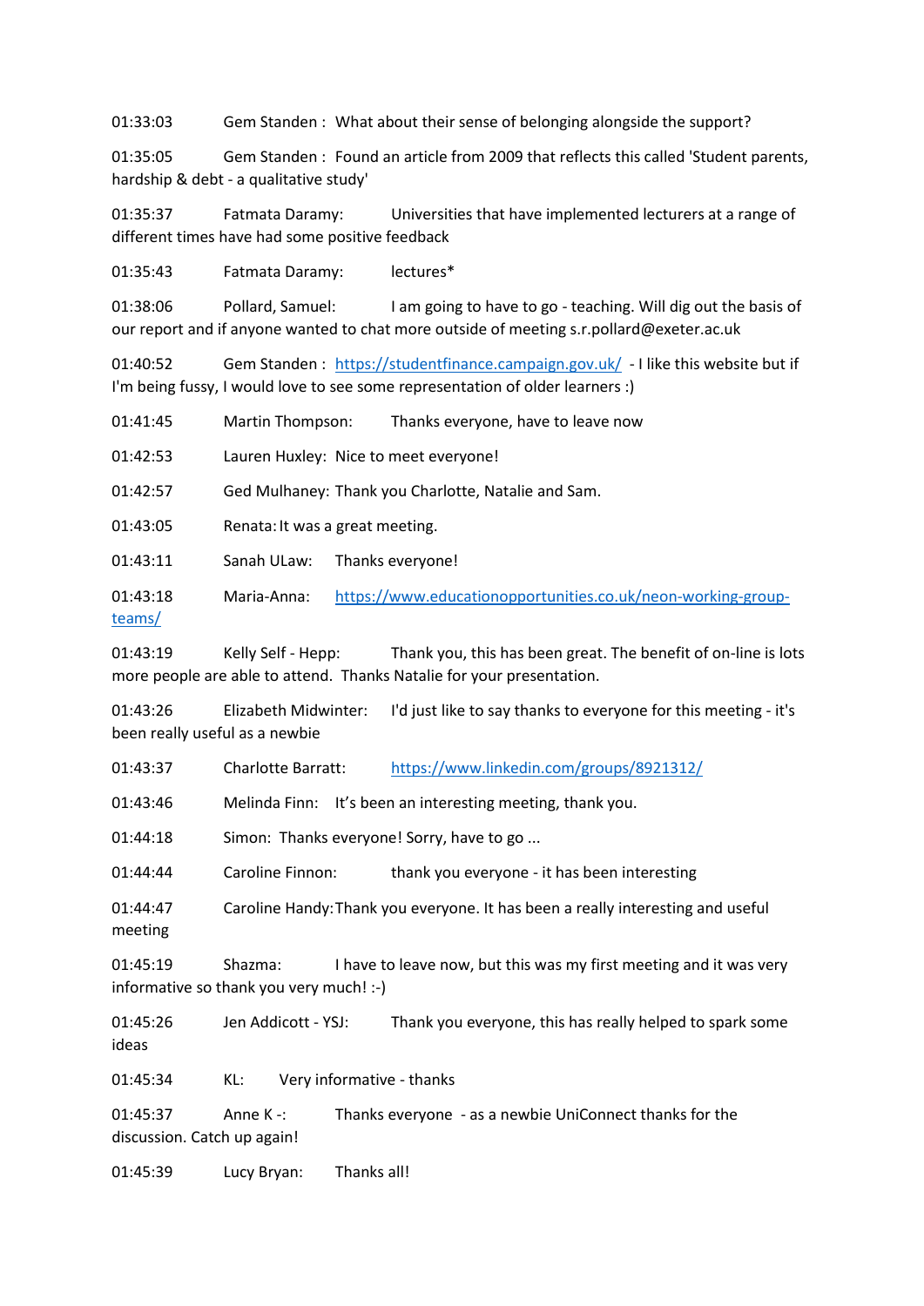01:33:03 Gem Standen : What about their sense of belonging alongside the support?

01:35:05 Gem Standen : Found an article from 2009 that reflects this called 'Student parents, hardship & debt - a qualitative study'

01:35:37 Fatmata Daramy: Universities that have implemented lecturers at a range of different times have had some positive feedback

01:35:43 Fatmata Daramy: lectures*

01:38:06 Pollard, Samuel: I am going to have to go - teaching. Will dig out the basis of our report and if anyone wanted to chat more outside of meeting s.r.pollard@exeter.ac.uk

01:40:52 Gem Standen : [https://studentfinance.campaign.gov.uk/](https://studentfinance.campaign.gov.uk/) - I like this website but if I'm being fussy, I would love to see some representation of older learners :)

01:41:45 Martin Thompson: Thanks everyone, have to leave now

01:42:53 Lauren Huxley: Nice to meet everyone!

01:42:57 Ged Mulhaney: Thank you Charlotte, Natalie and Sam.

01:43:05 Renata: It was a great meeting.

01:43:11 Sanah ULaw: Thanks everyone!

01:43:18 Maria-Anna: [https://www.educationopportunities.co.uk/neon-working-group-teams/](https://www.educationopportunities.co.uk/neon-working-group-teams/)

01:43:19 Kelly Self - Hepp: Thank you, this has been great. The benefit of on-line is lots more people are able to attend. Thanks Natalie for your presentation.

01:43:26 Elizabeth Midwinter: I'd just like to say thanks to everyone for this meeting - it's been really useful as a newbie

01:43:37 Charlotte Barratt: [https://www.linkedin.com/groups/8921312/](https://www.linkedin.com/groups/8921312/)

01:43:46 Melinda Finn: It's been an interesting meeting, thank you.

01:44:18 Simon: Thanks everyone! Sorry, have to go ...

01:44:44 Caroline Finnon: thank you everyone - it has been interesting

01:44:47 Caroline Handy: Thank you everyone. It has been a really interesting and useful meeting

01:45:19 Shazma: I have to leave now, but this was my first meeting and it was very informative so thank you very much! :-)

01:45:26 Jen Addicott - YSJ: Thank you everyone, this has really helped to spark some ideas

01:45:34 KL: Very informative - thanks

01:45:37 Anne K -: Thanks everyone - as a newbie UniConnect thanks for the discussion. Catch up again!

01:45:39 Lucy Bryan: Thanks all!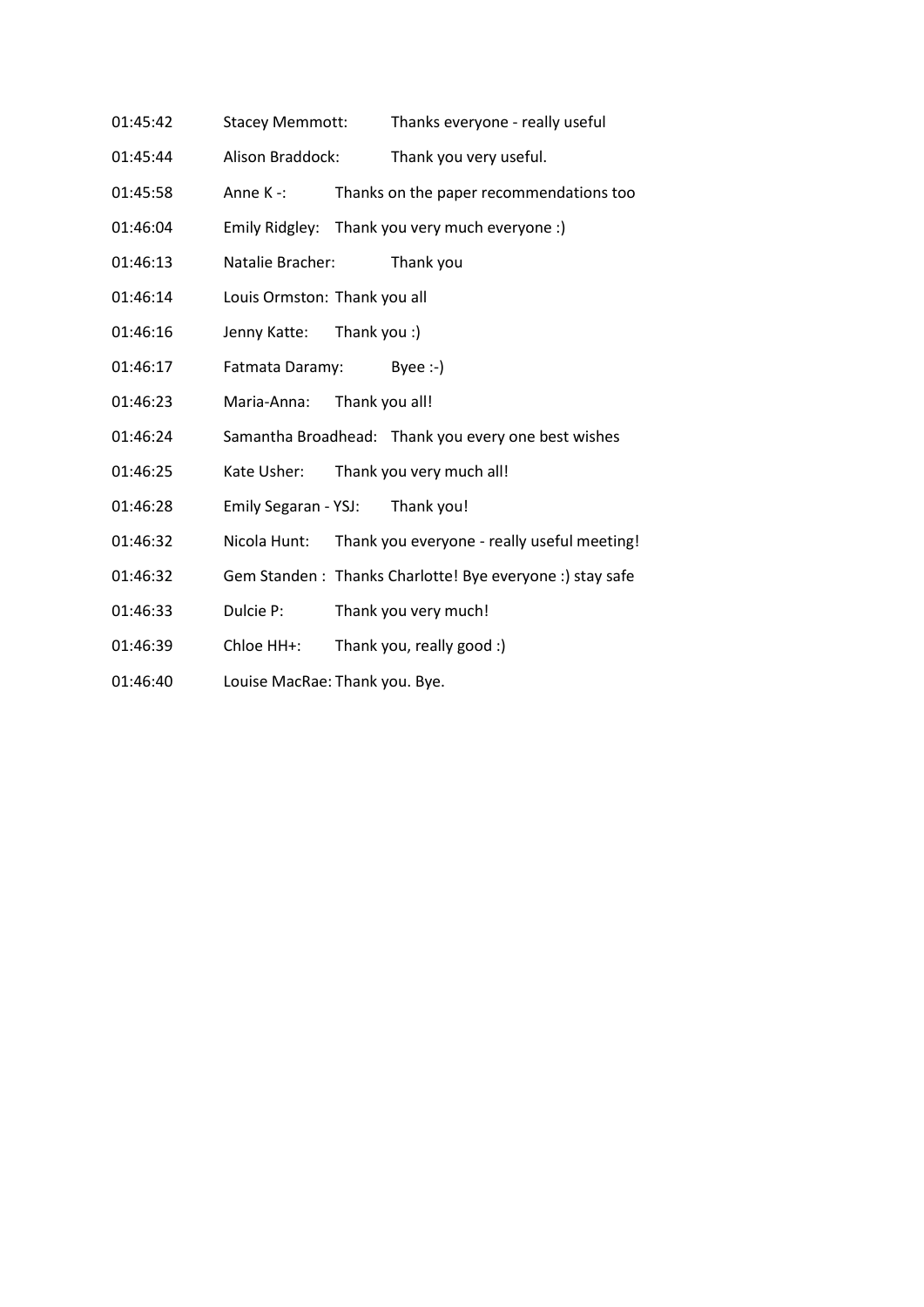01:45:42 Stacey Memmott: Thanks everyone - really useful

01:45:44 Alison Braddock: Thank you very useful.

01:45:58 Anne K -: Thanks on the paper recommendations too

01:46:04 Emily Ridgley: Thank you very much everyone :)

01:46:13 Natalie Bracher: Thank you

01:46:14 Louis Ormston: Thank you all

01:46:16 Jenny Katte: Thank you :)

01:46:17 Fatmata Daramy: Byee :-)

01:46:23 Maria-Anna: Thank you all!

01:46:24 Samantha Broadhead: Thank you every one best wishes

01:46:25 Kate Usher: Thank you very much all!

01:46:28 Emily Segaran - YSJ: Thank you!

01:46:32 Nicola Hunt: Thank you everyone - really useful meeting!

01:46:32 Gem Standen : Thanks Charlotte! Bye everyone :) stay safe

01:46:33 Dulcie P: Thank you very much!

01:46:39 Chloe HH+: Thank you, really good :)

01:46:40 Louise MacRae: Thank you. Bye.